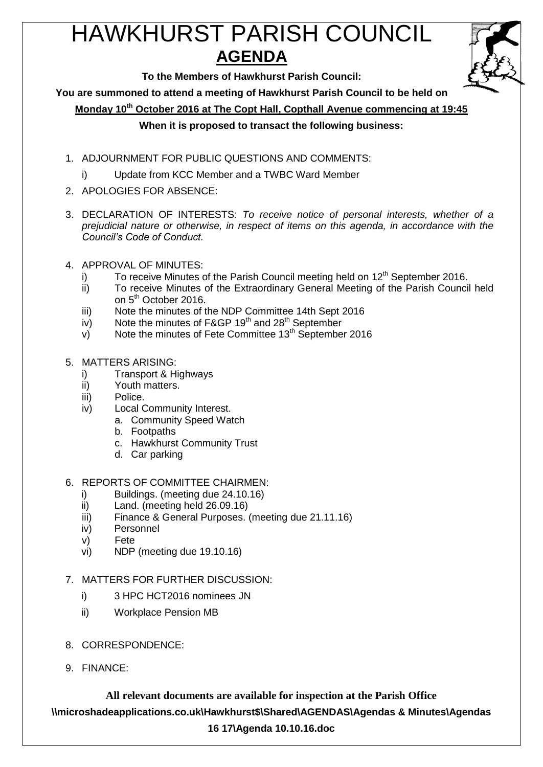# HAWKHURST PARISH COUNCIL

## AGENDA

**To the Members of Hawkhurst Parish Council:**

**You are summoned to attend a meeting of Hawkhurst Parish Council to be held on**

**Monday 10th October 2016 at The Copt Hall, Copthall Avenue commencing at 19:45**

**When it is proposed to transact the following business:**

1. ADJOURNMENT FOR PUBLIC QUESTIONS AND COMMENTS:
   i) Update from KCC Member and a TWBC Ward Member
2. APOLOGIES FOR ABSENCE:
3. DECLARATION OF INTERESTS: *To receive notice of personal interests, whether of a prejudicial nature or otherwise, in respect of items on this agenda, in accordance with the Council's Code of Conduct.*
4. APPROVAL OF MINUTES:
   i) To receive Minutes of the Parish Council meeting held on 12th September 2016.
   ii) To receive Minutes of the Extraordinary General Meeting of the Parish Council held on 5th October 2016.
   iii) Note the minutes of the NDP Committee 14th Sept 2016
   iv) Note the minutes of F&GP 19th and 28th September
   v) Note the minutes of Fete Committee 13th September 2016
5. MATTERS ARISING:
   i) Transport & Highways
   ii) Youth matters.
   iii) Police.
   iv) Local Community Interest.
      a. Community Speed Watch
      b. Footpaths
      c. Hawkhurst Community Trust
      d. Car parking
6. REPORTS OF COMMITTEE CHAIRMEN:
   i) Buildings. (meeting due 24.10.16)
   ii) Land. (meeting held 26.09.16)
   iii) Finance & General Purposes. (meeting due 21.11.16)
   iv) Personnel
   v) Fete
   vi) NDP (meeting due 19.10.16)
7. MATTERS FOR FURTHER DISCUSSION:
   i) 3 HPC HCT2016 nominees JN
   ii) Workplace Pension MB
8. CORRESPONDENCE:
9. FINANCE:

**All relevant documents are available for inspection at the Parish Office**

**\\microshadeapplications.co.uk\Hawkhurst$\Shared\AGENDAS\Agendas & Minutes\Agendas 16 17\Agenda 10.10.16.doc**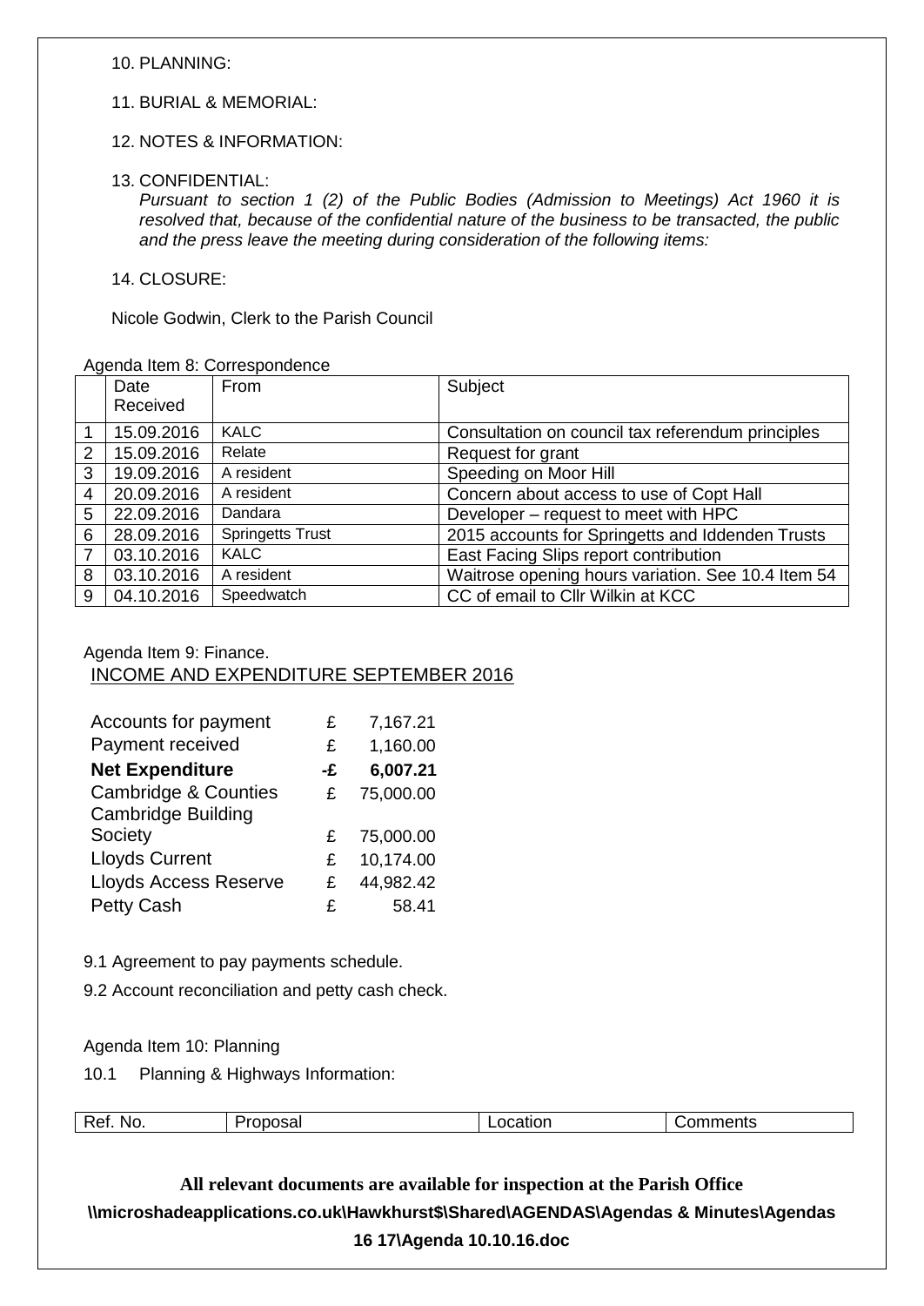10. PLANNING:

11. BURIAL & MEMORIAL:

12. NOTES & INFORMATION:

13. CONFIDENTIAL:

*Pursuant to section 1 (2) of the Public Bodies (Admission to Meetings) Act 1960 it is resolved that, because of the confidential nature of the business to be transacted, the public and the press leave the meeting during consideration of the following items:*

14. CLOSURE:

Nicole Godwin, Clerk to the Parish Council

Agenda Item 8: Correspondence

| | Date Received | From | Subject |
|---|---|---|---|
| 1 | 15.09.2016 | KALC | Consultation on council tax referendum principles |
| 2 | 15.09.2016 | Relate | Request for grant |
| 3 | 19.09.2016 | A resident | Speeding on Moor Hill |
| 4 | 20.09.2016 | A resident | Concern about access to use of Copt Hall |
| 5 | 22.09.2016 | Dandara | Developer – request to meet with HPC |
| 6 | 28.09.2016 | Springetts Trust | 2015 accounts for Springetts and Iddenden Trusts |
| 7 | 03.10.2016 | KALC | East Facing Slips report contribution |
| 8 | 03.10.2016 | A resident | Waitrose opening hours variation. See 10.4 Item 54 |
| 9 | 04.10.2016 | Speedwatch | CC of email to Cllr Wilkin at KCC |

Agenda Item 9: Finance.

INCOME AND EXPENDITURE SEPTEMBER 2016

| | | |
|---|---|---|
| Accounts for payment | £ | 7,167.21 |
| Payment received | £ | 1,160.00 |
| **Net Expenditure** | **-£** | **6,007.21** |
| Cambridge & Counties | £ | 75,000.00 |
| Cambridge Building Society | £ | 75,000.00 |
| Lloyds Current | £ | 10,174.00 |
| Lloyds Access Reserve | £ | 44,982.42 |
| Petty Cash | £ | 58.41 |

9.1 Agreement to pay payments schedule.

9.2 Account reconciliation and petty cash check.

Agenda Item 10: Planning

10.1 Planning & Highways Information:

| Ref. No. | Proposal | Location | Comments |
|---|---|---|---|

**All relevant documents are available for inspection at the Parish Office**

**\\microshadeapplications.co.uk\Hawkhurst$\Shared\AGENDAS\Agendas & Minutes\Agendas 16 17\Agenda 10.10.16.doc**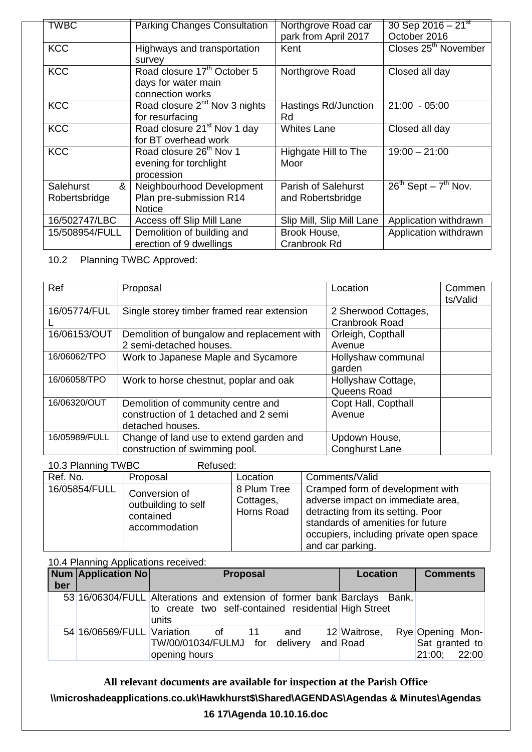| TWBC | Parking Changes Consultation | Northgrove Road car park from April 2017 | 30 Sep 2016 – 21st October 2016 |
|---|---|---|---|
| KCC | Highways and transportation survey | Kent | Closes 25th November |
| KCC | Road closure 17th October 5 days for water main connection works | Northgrove Road | Closed all day |
| KCC | Road closure 2nd Nov 3 nights for resurfacing | Hastings Rd/Junction Rd | 21:00 - 05:00 |
| KCC | Road closure 21st Nov 1 day for BT overhead work | Whites Lane | Closed all day |
| KCC | Road closure 26th Nov 1 evening for torchlight procession | Highgate Hill to The Moor | 19:00 – 21:00 |
| Salehurst & Robertsbridge | Neighbourhood Development Plan pre-submission R14 Notice | Parish of Salehurst and Robertsbridge | 26th Sept – 7th Nov. |
| 16/502747/LBC | Access off Slip Mill Lane | Slip Mill, Slip Mill Lane | Application withdrawn |
| 15/508954/FULL | Demolition of building and erection of 9 dwellings | Brook House, Cranbrook Rd | Application withdrawn |

10.2 Planning TWBC Approved:

| Ref | Proposal | Location | Comments/Valid |
|---|---|---|---|
| 16/05774/FULL | Single storey timber framed rear extension | 2 Sherwood Cottages, Cranbrook Road | |
| 16/06153/OUT | Demolition of bungalow and replacement with 2 semi-detached houses. | Orleigh, Copthall Avenue | |
| 16/06062/TPO | Work to Japanese Maple and Sycamore | Hollyshaw communal garden | |
| 16/06058/TPO | Work to horse chestnut, poplar and oak | Hollyshaw Cottage, Queens Road | |
| 16/06320/OUT | Demolition of community centre and construction of 1 detached and 2 semi detached houses. | Copt Hall, Copthall Avenue | |
| 16/05989/FULL | Change of land use to extend garden and construction of swimming pool. | Updown House, Conghurst Lane | |

10.3 Planning TWBC Refused:

| Ref. No. | Proposal | Location | Comments/Valid |
|---|---|---|---|
| 16/05854/FULL | Conversion of outbuilding to self contained accommodation | 8 Plum Tree Cottages, Horns Road | Cramped form of development with adverse impact on immediate area, detracting from its setting. Poor standards of amenities for future occupiers, including private open space and car parking. |

10.4 Planning Applications received:

| Number | Application No | Proposal | Location | Comments |
|---|---|---|---|---|
| 53 | 16/06304/FULL | Alterations and extension of former bank to create two self-contained residential units | Barclays Bank, High Street | |
| 54 | 16/06569/FULL | Variation of 11 and 12 TW/00/01034/FULMJ for delivery and opening hours | Waitrose, Rye Road | Opening Mon-Sat granted to 21:00; 22:00 |

**All relevant documents are available for inspection at the Parish Office**

**\\microshadeapplications.co.uk\Hawkhurst$\Shared\AGENDAS\Agendas & Minutes\Agendas 16 17\Agenda 10.10.16.doc**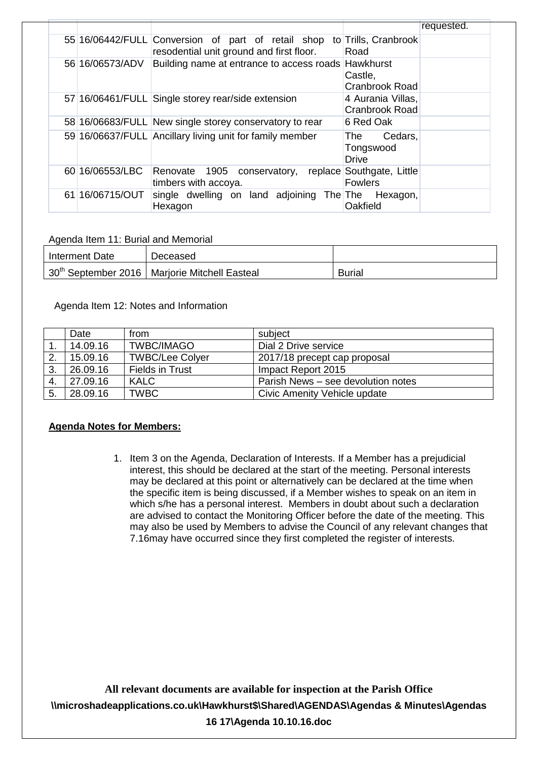| | | | | |
|---|---|---|---|---|
| | | | | requested. |
| 55 | 16/06442/FULL | Conversion of part of retail shop to resodential unit ground and first floor. | Trills, Cranbrook Road | |
| 56 | 16/06573/ADV | Building name at entrance to access roads | Hawkhurst Castle, Cranbrook Road | |
| 57 | 16/06461/FULL | Single storey rear/side extension | 4 Aurania Villas, Cranbrook Road | |
| 58 | 16/06683/FULL | New single storey conservatory to rear | 6 Red Oak | |
| 59 | 16/06637/FULL | Ancillary living unit for family member | The Cedars, Tongswood Drive | |
| 60 | 16/06553/LBC | Renovate 1905 conservatory, replace timbers with accoya. | Southgate, Little Fowlers | |
| 61 | 16/06715/OUT | single dwelling on land adjoining The Hexagon | The Hexagon, Oakfield | |

Agenda Item 11: Burial and Memorial

| Interment Date | Deceased | |
|---|---|---|
| 30th September 2016 | Marjorie Mitchell Easteal | Burial |

Agenda Item 12: Notes and Information

| | Date | from | subject |
|---|---|---|---|
| 1. | 14.09.16 | TWBC/IMAGO | Dial 2 Drive service |
| 2. | 15.09.16 | TWBC/Lee Colyer | 2017/18 precept cap proposal |
| 3. | 26.09.16 | Fields in Trust | Impact Report 2015 |
| 4. | 27.09.16 | KALC | Parish News – see devolution notes |
| 5. | 28.09.16 | TWBC | Civic Amenity Vehicle update |

**Agenda Notes for Members:**

1. Item 3 on the Agenda, Declaration of Interests. If a Member has a prejudicial interest, this should be declared at the start of the meeting. Personal interests may be declared at this point or alternatively can be declared at the time when the specific item is being discussed, if a Member wishes to speak on an item in which s/he has a personal interest. Members in doubt about such a declaration are advised to contact the Monitoring Officer before the date of the meeting. This may also be used by Members to advise the Council of any relevant changes that 7.16may have occurred since they first completed the register of interests.

**All relevant documents are available for inspection at the Parish Office**
**\\microshadeapplications.co.uk\Hawkhurst$\Shared\AGENDAS\Agendas & Minutes\Agendas 16 17\Agenda 10.10.16.doc**